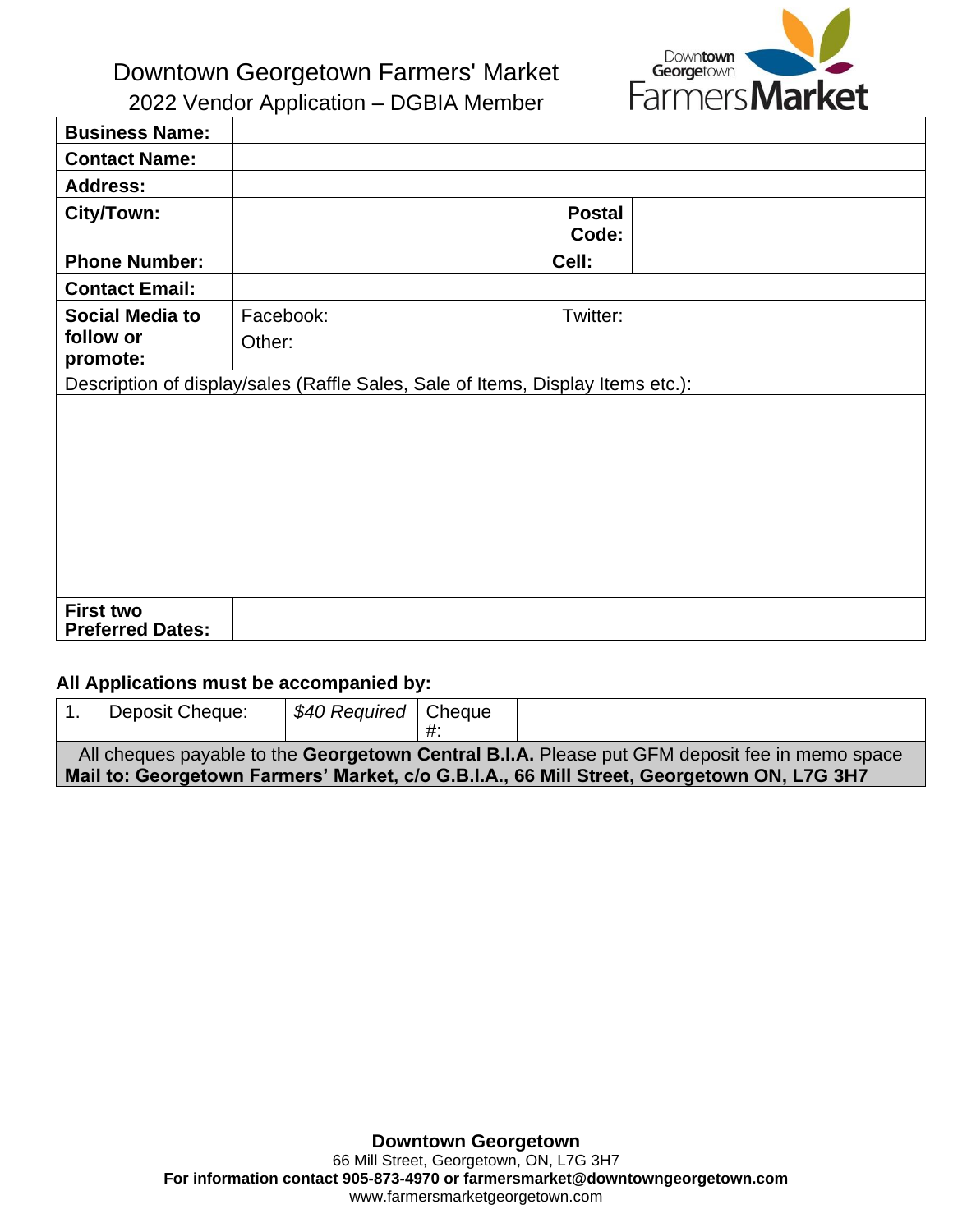# Downtown Georgetown Farmers' Market

## 2022 Vendor Application – DGBIA Member

| | | | |
|---|---|---|---|
| **Business Name:** | | | |
| **Contact Name:** | | | |
| **Address:** | | | |
| **City/Town:** | | **Postal Code:** | |
| **Phone Number:** | | **Cell:** | |
| **Contact Email:** | | | |
| **Social Media to follow or promote:** | Facebook: Other: | Twitter: | |
| Description of display/sales (Raffle Sales, Sale of Items, Display Items etc.): | | | |
| | | | |
| **First two Preferred Dates:** | | | |

**All Applications must be accompanied by:**

| | | | |
|---|---|---|---|
| 1. Deposit Cheque: | *$40 Required* | Cheque #: | |
| All cheques payable to the **Georgetown Central B.I.A.** Please put GFM deposit fee in memo space **Mail to: Georgetown Farmers' Market, c/o G.B.I.A., 66 Mill Street, Georgetown ON, L7G 3H7** | | | |

**Downtown Georgetown**
66 Mill Street, Georgetown, ON, L7G 3H7
**For information contact 905-873-4970 or farmersmarket@downtowngeorgetown.com**
www.farmersmarketgeorgetown.com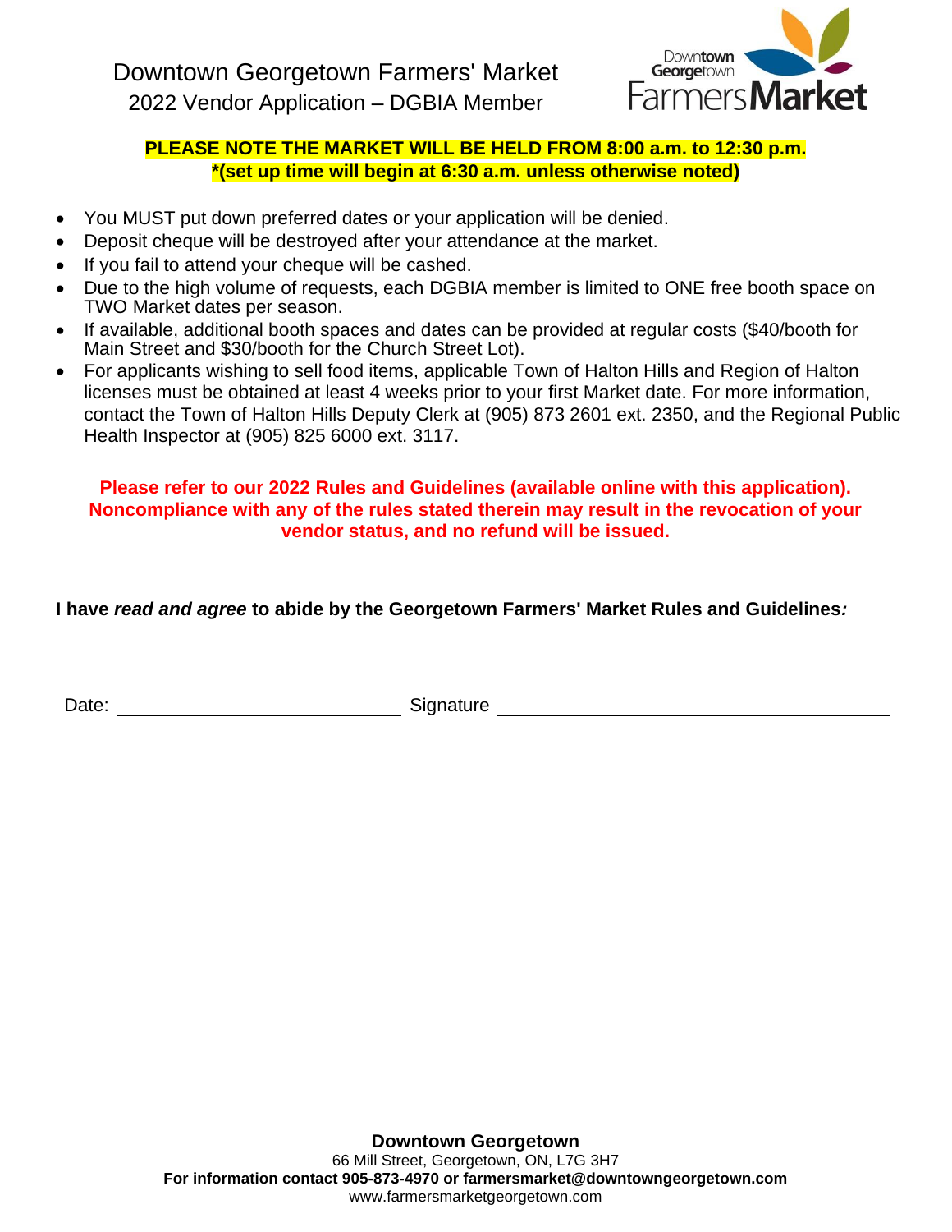# Downtown Georgetown Farmers' Market

## 2022 Vendor Application – DGBIA Member

Downtown Georgetown FarmersMarket

**PLEASE NOTE THE MARKET WILL BE HELD FROM 8:00 a.m. to 12:30 p.m.**
**\*(set up time will begin at 6:30 a.m. unless otherwise noted)**

- You MUST put down preferred dates or your application will be denied.
- Deposit cheque will be destroyed after your attendance at the market.
- If you fail to attend your cheque will be cashed.
- Due to the high volume of requests, each DGBIA member is limited to ONE free booth space on TWO Market dates per season.
- If available, additional booth spaces and dates can be provided at regular costs ($40/booth for Main Street and $30/booth for the Church Street Lot).
- For applicants wishing to sell food items, applicable Town of Halton Hills and Region of Halton licenses must be obtained at least 4 weeks prior to your first Market date. For more information, contact the Town of Halton Hills Deputy Clerk at (905) 873 2601 ext. 2350, and the Regional Public Health Inspector at (905) 825 6000 ext. 3117.

**Please refer to our 2022 Rules and Guidelines (available online with this application). Noncompliance with any of the rules stated therein may result in the revocation of your vendor status, and no refund will be issued.**

**I have *read and agree* to abide by the Georgetown Farmers' Market Rules and Guidelines*:***

Date: ______________________________ Signature ________________________________________

**Downtown Georgetown**
66 Mill Street, Georgetown, ON, L7G 3H7
**For information contact 905-873-4970 or farmersmarket@downtowngeorgetown.com**
www.farmersmarketgeorgetown.com